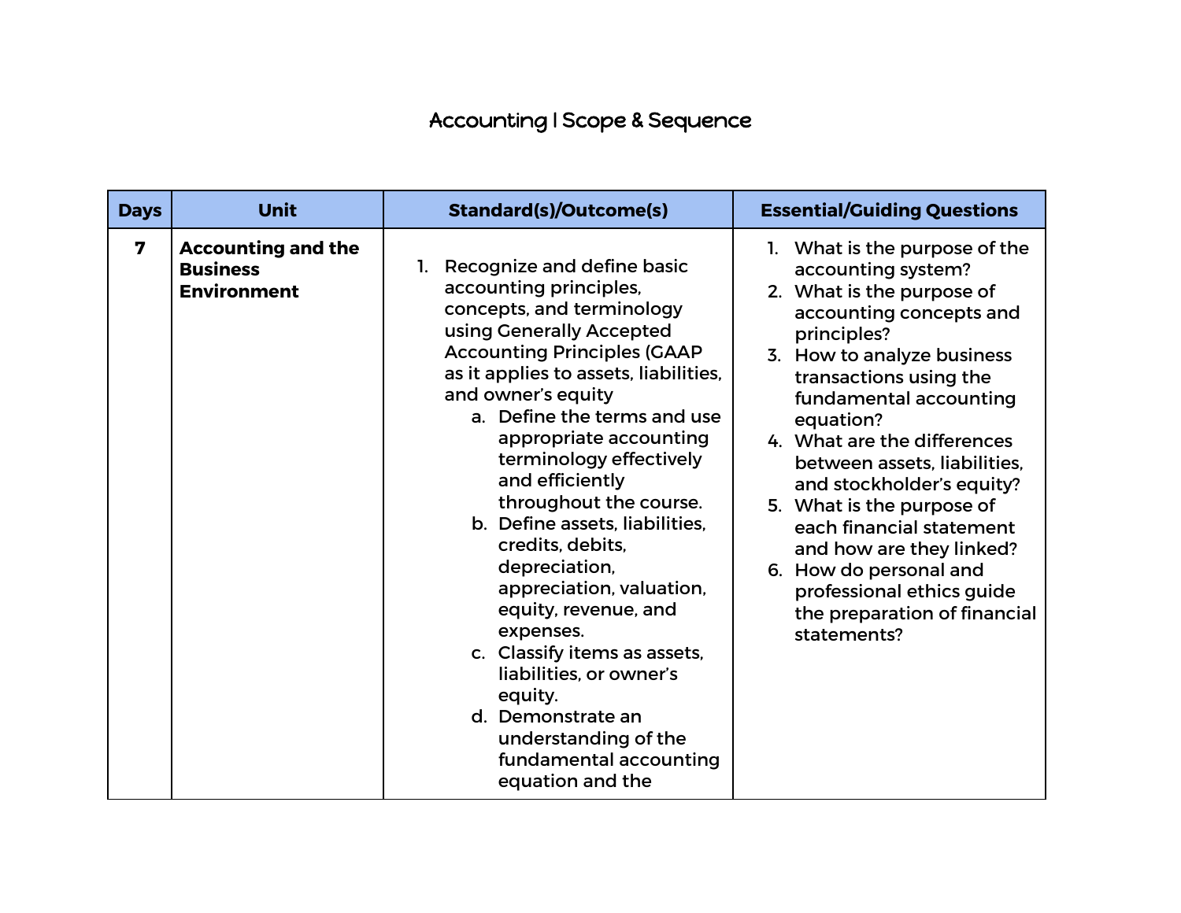# Accounting I Scope & Sequence

| Days | Unit | Standard(s)/Outcome(s) | Essential/Guiding Questions |
|---|---|---|---|
| **7** | **Accounting and the Business Environment** | 1. Recognize and define basic accounting principles, concepts, and terminology using Generally Accepted Accounting Principles (GAAP as it applies to assets, liabilities, and owner's equity<br>a. Define the terms and use appropriate accounting terminology effectively and efficiently throughout the course.<br>b. Define assets, liabilities, credits, debits, depreciation, appreciation, valuation, equity, revenue, and expenses.<br>c. Classify items as assets, liabilities, or owner's equity.<br>d. Demonstrate an understanding of the fundamental accounting equation and the | 1. What is the purpose of the accounting system?<br>2. What is the purpose of accounting concepts and principles?<br>3. How to analyze business transactions using the fundamental accounting equation?<br>4. What are the differences between assets, liabilities, and stockholder's equity?<br>5. What is the purpose of each financial statement and how are they linked?<br>6. How do personal and professional ethics guide the preparation of financial statements? |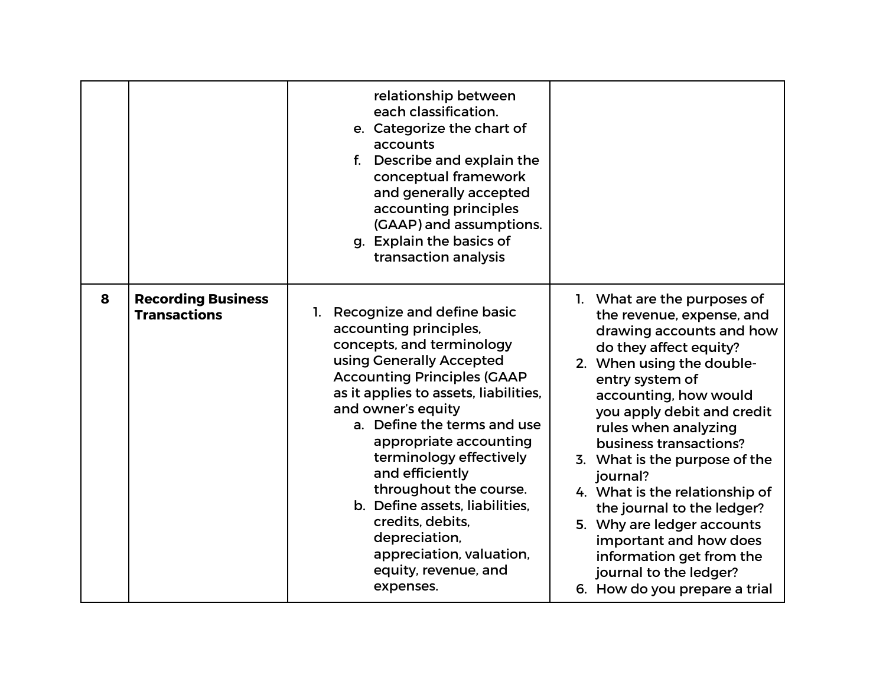| | | | |
|---|---|---|---|
| | | relationship between each classification.<br>e. Categorize the chart of accounts<br>f. Describe and explain the conceptual framework and generally accepted accounting principles (GAAP) and assumptions.<br>g. Explain the basics of transaction analysis | |
| **8** | **Recording Business Transactions** | 1. Recognize and define basic accounting principles, concepts, and terminology using Generally Accepted Accounting Principles (GAAP as it applies to assets, liabilities, and owner's equity<br>a. Define the terms and use appropriate accounting terminology effectively and efficiently throughout the course.<br>b. Define assets, liabilities, credits, debits, depreciation, appreciation, valuation, equity, revenue, and expenses. | 1. What are the purposes of the revenue, expense, and drawing accounts and how do they affect equity?<br>2. When using the double-entry system of accounting, how would you apply debit and credit rules when analyzing business transactions?<br>3. What is the purpose of the journal?<br>4. What is the relationship of the journal to the ledger?<br>5. Why are ledger accounts important and how does information get from the journal to the ledger?<br>6. How do you prepare a trial |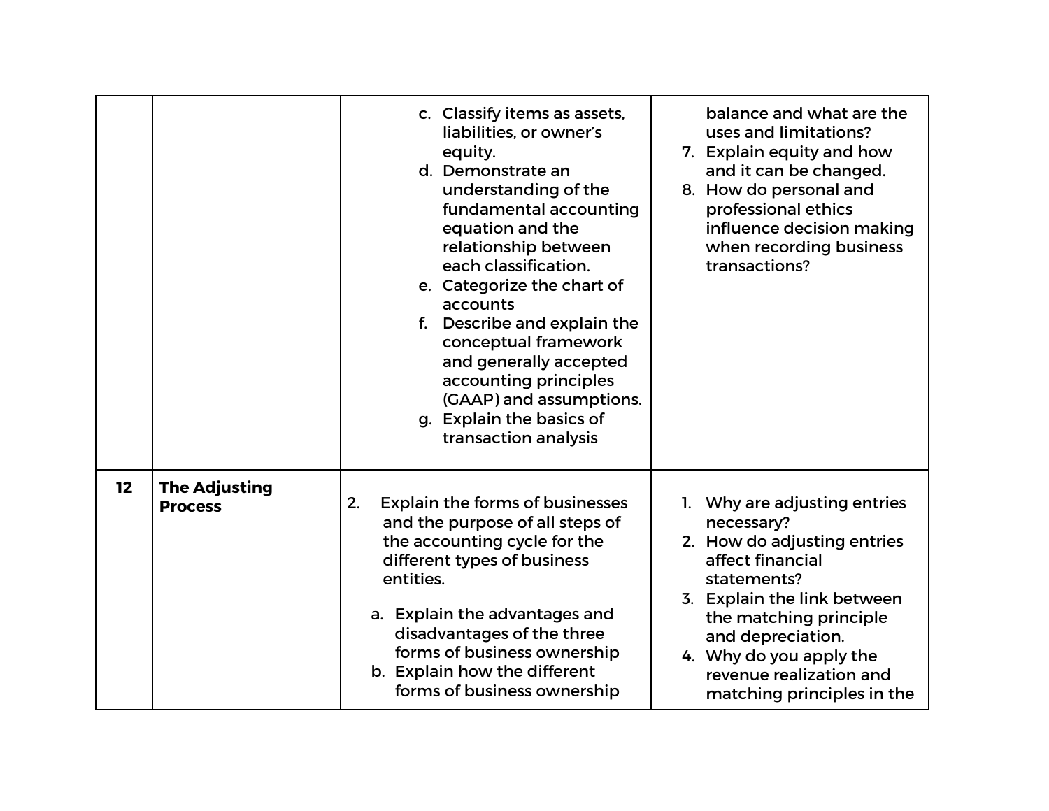| | | | |
|---|---|---|---|
| | | c. Classify items as assets, liabilities, or owner's equity.<br>d. Demonstrate an understanding of the fundamental accounting equation and the relationship between each classification.<br>e. Categorize the chart of accounts<br>f. Describe and explain the conceptual framework and generally accepted accounting principles (GAAP) and assumptions.<br>g. Explain the basics of transaction analysis | balance and what are the uses and limitations?<br>7. Explain equity and how and it can be changed.<br>8. How do personal and professional ethics influence decision making when recording business transactions? |
| **12** | **The Adjusting Process** | 2. Explain the forms of businesses and the purpose of all steps of the accounting cycle for the different types of business entities.<br><br>a. Explain the advantages and disadvantages of the three forms of business ownership<br>b. Explain how the different forms of business ownership | 1. Why are adjusting entries necessary?<br>2. How do adjusting entries affect financial statements?<br>3. Explain the link between the matching principle and depreciation.<br>4. Why do you apply the revenue realization and matching principles in the |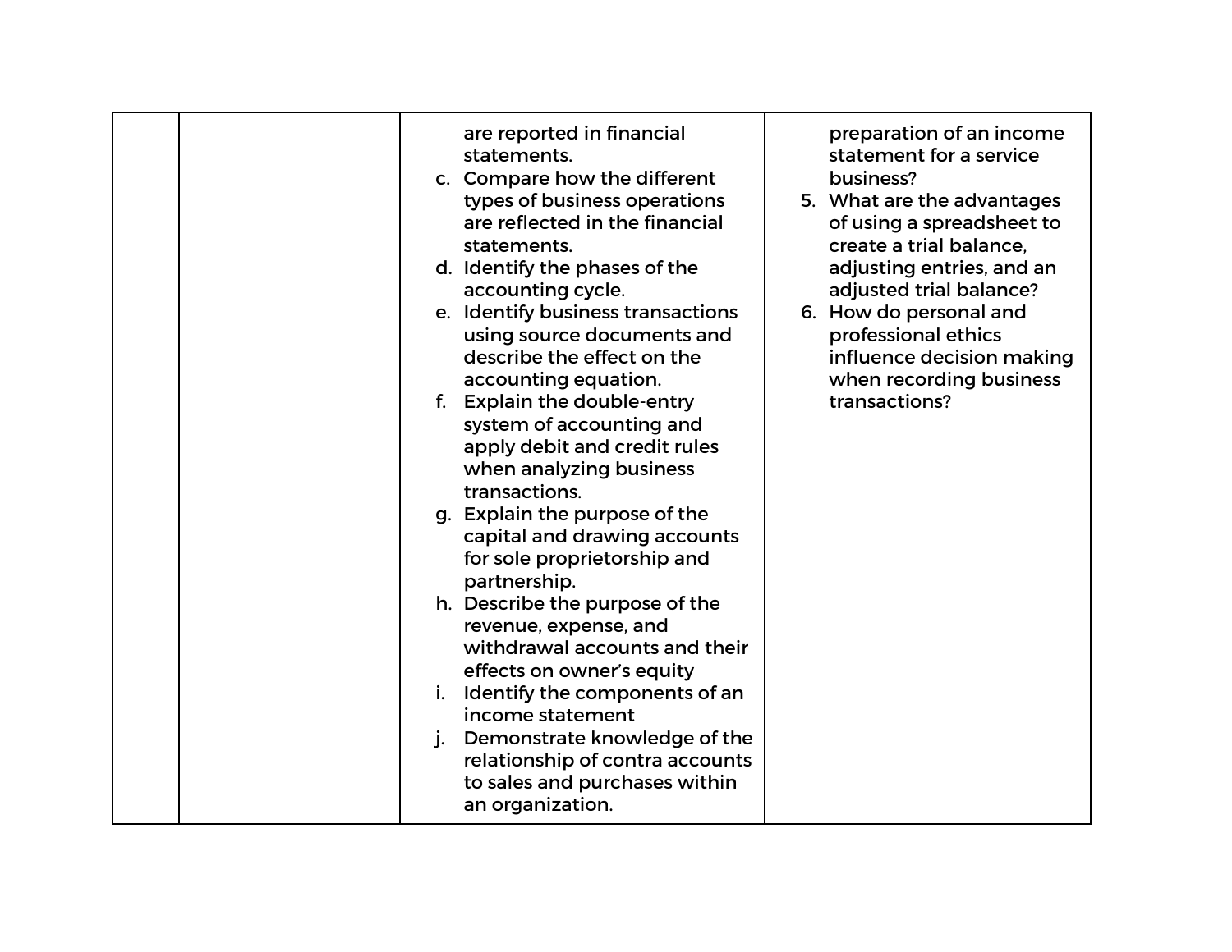| | | | |
|---|---|---|---|
| | | are reported in financial statements.<br>c. Compare how the different types of business operations are reflected in the financial statements.<br>d. Identify the phases of the accounting cycle.<br>e. Identify business transactions using source documents and describe the effect on the accounting equation.<br>f. Explain the double-entry system of accounting and apply debit and credit rules when analyzing business transactions.<br>g. Explain the purpose of the capital and drawing accounts for sole proprietorship and partnership.<br>h. Describe the purpose of the revenue, expense, and withdrawal accounts and their effects on owner's equity<br>i. Identify the components of an income statement<br>j. Demonstrate knowledge of the relationship of contra accounts to sales and purchases within an organization. | preparation of an income statement for a service business?<br>5. What are the advantages of using a spreadsheet to create a trial balance, adjusting entries, and an adjusted trial balance?<br>6. How do personal and professional ethics influence decision making when recording business transactions? |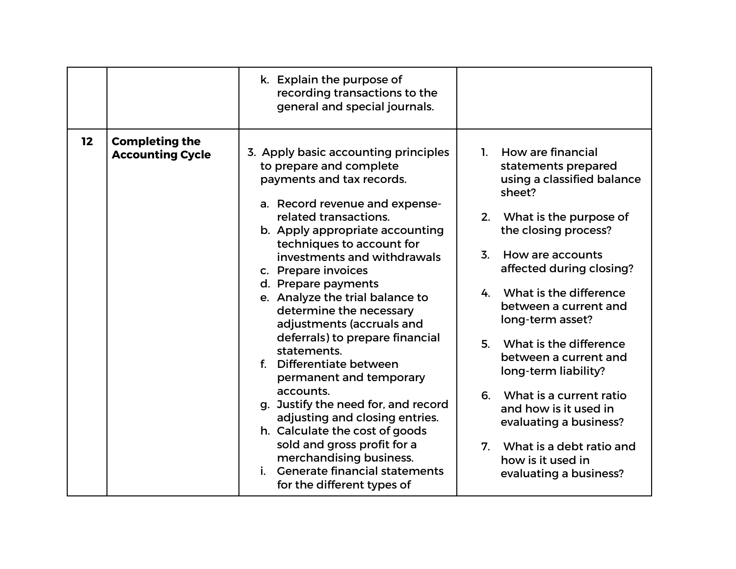| | | | |
|---|---|---|---|
| | | k. Explain the purpose of recording transactions to the general and special journals. | |
| **12** | **Completing the Accounting Cycle** | 3. Apply basic accounting principles to prepare and complete payments and tax records.<br><br>a. Record revenue and expense-related transactions.<br>b. Apply appropriate accounting techniques to account for investments and withdrawals<br>c. Prepare invoices<br>d. Prepare payments<br>e. Analyze the trial balance to determine the necessary adjustments (accruals and deferrals) to prepare financial statements.<br>f. Differentiate between permanent and temporary accounts.<br>g. Justify the need for, and record adjusting and closing entries.<br>h. Calculate the cost of goods sold and gross profit for a merchandising business.<br>i. Generate financial statements for the different types of | 1. How are financial statements prepared using a classified balance sheet?<br><br>2. What is the purpose of the closing process?<br><br>3. How are accounts affected during closing?<br><br>4. What is the difference between a current and long-term asset?<br><br>5. What is the difference between a current and long-term liability?<br><br>6. What is a current ratio and how is it used in evaluating a business?<br><br>7. What is a debt ratio and how is it used in evaluating a business? |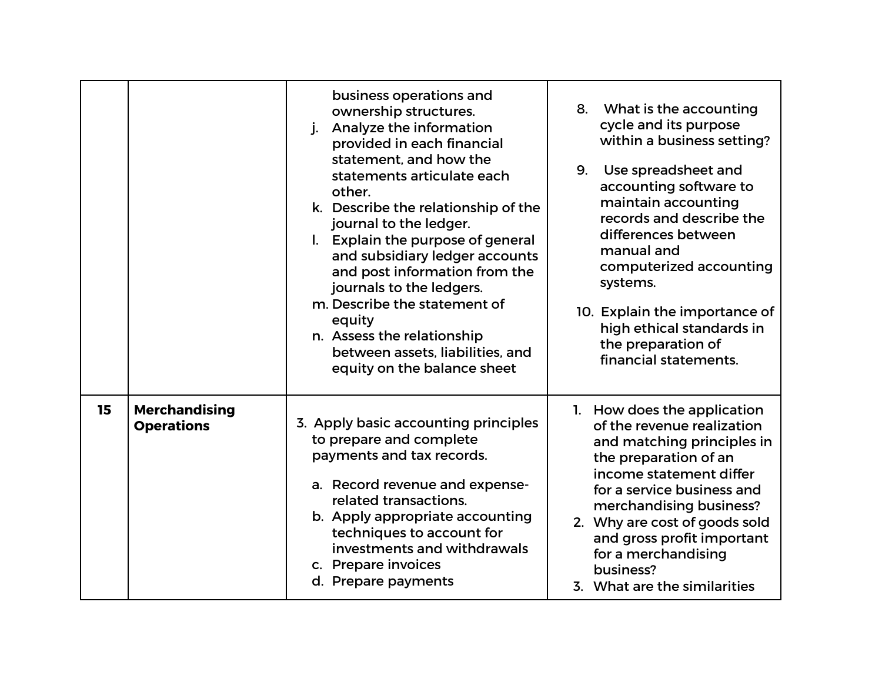| | | | |
|---|---|---|---|
| | | business operations and ownership structures.<br>j. Analyze the information provided in each financial statement, and how the statements articulate each other.<br>k. Describe the relationship of the journal to the ledger.<br>l. Explain the purpose of general and subsidiary ledger accounts and post information from the journals to the ledgers.<br>m. Describe the statement of equity<br>n. Assess the relationship between assets, liabilities, and equity on the balance sheet | 8. What is the accounting cycle and its purpose within a business setting?<br>9. Use spreadsheet and accounting software to maintain accounting records and describe the differences between manual and computerized accounting systems.<br>10. Explain the importance of high ethical standards in the preparation of financial statements. |
| **15** | **Merchandising Operations** | 3. Apply basic accounting principles to prepare and complete payments and tax records.<br>a. Record revenue and expense-related transactions.<br>b. Apply appropriate accounting techniques to account for investments and withdrawals<br>c. Prepare invoices<br>d. Prepare payments | 1. How does the application of the revenue realization and matching principles in the preparation of an income statement differ for a service business and merchandising business?<br>2. Why are cost of goods sold and gross profit important for a merchandising business?<br>3. What are the similarities |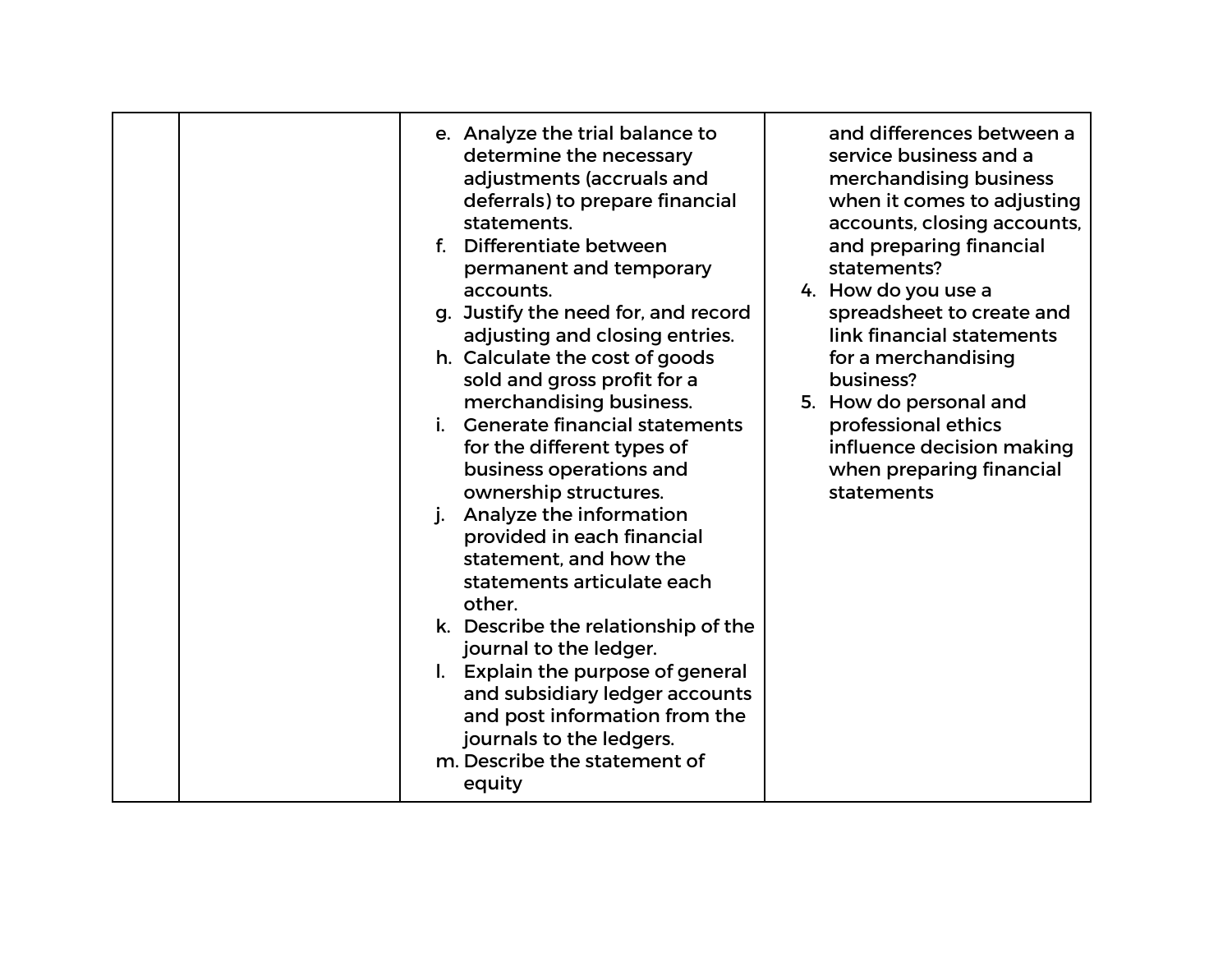| | | | |
|---|---|---|---|
| | | e. Analyze the trial balance to determine the necessary adjustments (accruals and deferrals) to prepare financial statements.<br>f. Differentiate between permanent and temporary accounts.<br>g. Justify the need for, and record adjusting and closing entries.<br>h. Calculate the cost of goods sold and gross profit for a merchandising business.<br>i. Generate financial statements for the different types of business operations and ownership structures.<br>j. Analyze the information provided in each financial statement, and how the statements articulate each other.<br>k. Describe the relationship of the journal to the ledger.<br>l. Explain the purpose of general and subsidiary ledger accounts and post information from the journals to the ledgers.<br>m. Describe the statement of equity | and differences between a service business and a merchandising business when it comes to adjusting accounts, closing accounts, and preparing financial statements?<br>4. How do you use a spreadsheet to create and link financial statements for a merchandising business?<br>5. How do personal and professional ethics influence decision making when preparing financial statements |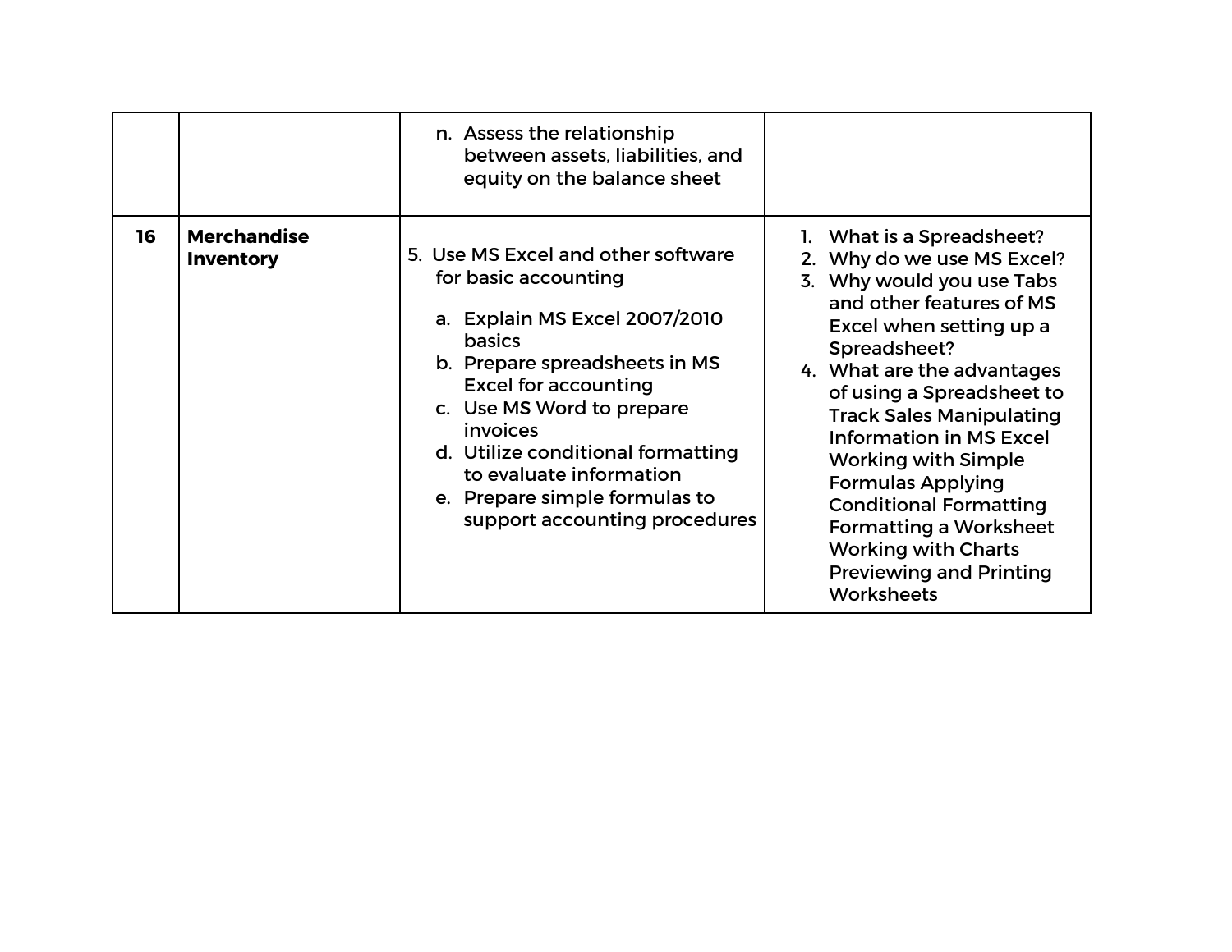| | | | |
|---|---|---|---|
| | | n. Assess the relationship between assets, liabilities, and equity on the balance sheet | |
| **16** | **Merchandise Inventory** | 5. Use MS Excel and other software for basic accounting<br><br>a. Explain MS Excel 2007/2010 basics<br>b. Prepare spreadsheets in MS Excel for accounting<br>c. Use MS Word to prepare invoices<br>d. Utilize conditional formatting to evaluate information<br>e. Prepare simple formulas to support accounting procedures | 1. What is a Spreadsheet?<br>2. Why do we use MS Excel?<br>3. Why would you use Tabs and other features of MS Excel when setting up a Spreadsheet?<br>4. What are the advantages of using a Spreadsheet to Track Sales Manipulating Information in MS Excel Working with Simple Formulas Applying Conditional Formatting Formatting a Worksheet Working with Charts Previewing and Printing Worksheets |